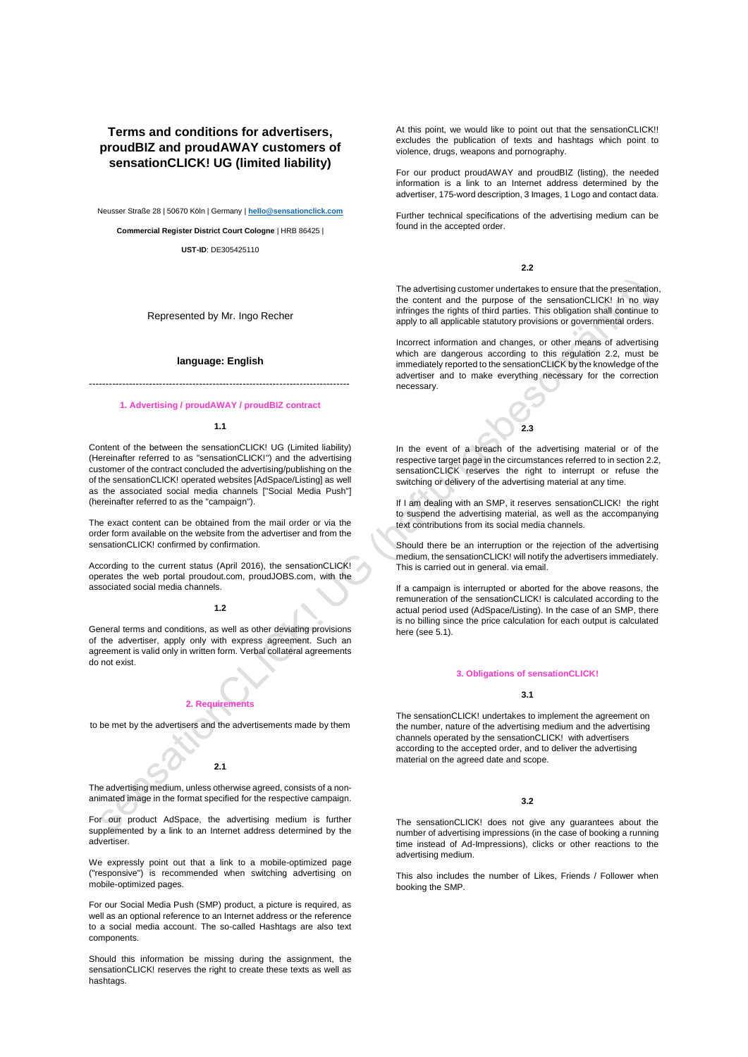# Terms and conditions for advertisers, proudBIZ and proudAWAY customers of sensationCLICK! UG (limited liability)

Neusser Straße 28 | 50670 Köln | Germany | **hello@sensationclick.com**

**Commercial Register District Court Cologne** | HRB 86425 |

**UST-ID**: DE305425110

Represented by Mr. Ingo Recher

**language: English**

---

## 1. Advertising / proudAWAY / proudBIZ contract

### 1.1

Content of the between the sensationCLICK! UG (Limited liability) (Hereinafter referred to as "sensationCLICK!") and the advertising customer of the contract concluded the advertising/publishing on the of the sensationCLICK! operated websites [AdSpace/Listing] as well as the associated social media channels ["Social Media Push"] (hereinafter referred to as the "campaign").

The exact content can be obtained from the mail order or via the order form available on the website from the advertiser and from the sensationCLICK! confirmed by confirmation.

According to the current status (April 2016), the sensationCLICK! operates the web portal proudout.com, proudJOBS.com, with the associated social media channels.

### 1.2

General terms and conditions, as well as other deviating provisions of the advertiser, apply only with express agreement. Such an agreement is valid only in written form. Verbal collateral agreements do not exist.

## 2. Requirements

to be met by the advertisers and the advertisements made by them

### 2.1

The advertising medium, unless otherwise agreed, consists of a non-animated image in the format specified for the respective campaign.

For our product AdSpace, the advertising medium is further supplemented by a link to an Internet address determined by the advertiser.

We expressly point out that a link to a mobile-optimized page ("responsive") is recommended when switching advertising on mobile-optimized pages.

For our Social Media Push (SMP) product, a picture is required, as well as an optional reference to an Internet address or the reference to a social media account. The so-called Hashtags are also text components.

Should this information be missing during the assignment, the sensationCLICK! reserves the right to create these texts as well as hashtags.

At this point, we would like to point out that the sensationCLICK!! excludes the publication of texts and hashtags which point to violence, drugs, weapons and pornography.

For our product proudAWAY and proudBIZ (listing), the needed information is a link to an Internet address determined by the advertiser, 175-word description, 3 Images, 1 Logo and contact data.

Further technical specifications of the advertising medium can be found in the accepted order.

### 2.2

The advertising customer undertakes to ensure that the presentation, the content and the purpose of the sensationCLICK! In no way infringes the rights of third parties. This obligation shall continue to apply to all applicable statutory provisions or governmental orders.

Incorrect information and changes, or other means of advertising which are dangerous according to this regulation 2.2, must be immediately reported to the sensationCLICK by the knowledge of the advertiser and to make everything necessary for the correction necessary.

### 2.3

In the event of a breach of the advertising material or of the respective target page in the circumstances referred to in section 2.2, sensationCLICK reserves the right to interrupt or refuse the switching or delivery of the advertising material at any time.

If I am dealing with an SMP, it reserves sensationCLICK! the right to suspend the advertising material, as well as the accompanying text contributions from its social media channels.

Should there be an interruption or the rejection of the advertising medium, the sensationCLICK! will notify the advertisers immediately. This is carried out in general. via email.

If a campaign is interrupted or aborted for the above reasons, the remuneration of the sensationCLICK! is calculated according to the actual period used (AdSpace/Listing). In the case of an SMP, there is no billing since the price calculation for each output is calculated here (see 5.1).

## 3. Obligations of sensationCLICK!

### 3.1

The sensationCLICK! undertakes to implement the agreement on the number, nature of the advertising medium and the advertising channels operated by the sensationCLICK! with advertisers according to the accepted order, and to deliver the advertising material on the agreed date and scope.

### 3.2

The sensationCLICK! does not give any guarantees about the number of advertising impressions (in the case of booking a running time instead of Ad-Impressions), clicks or other reactions to the advertising medium.

This also includes the number of Likes, Friends / Follower when booking the SMP.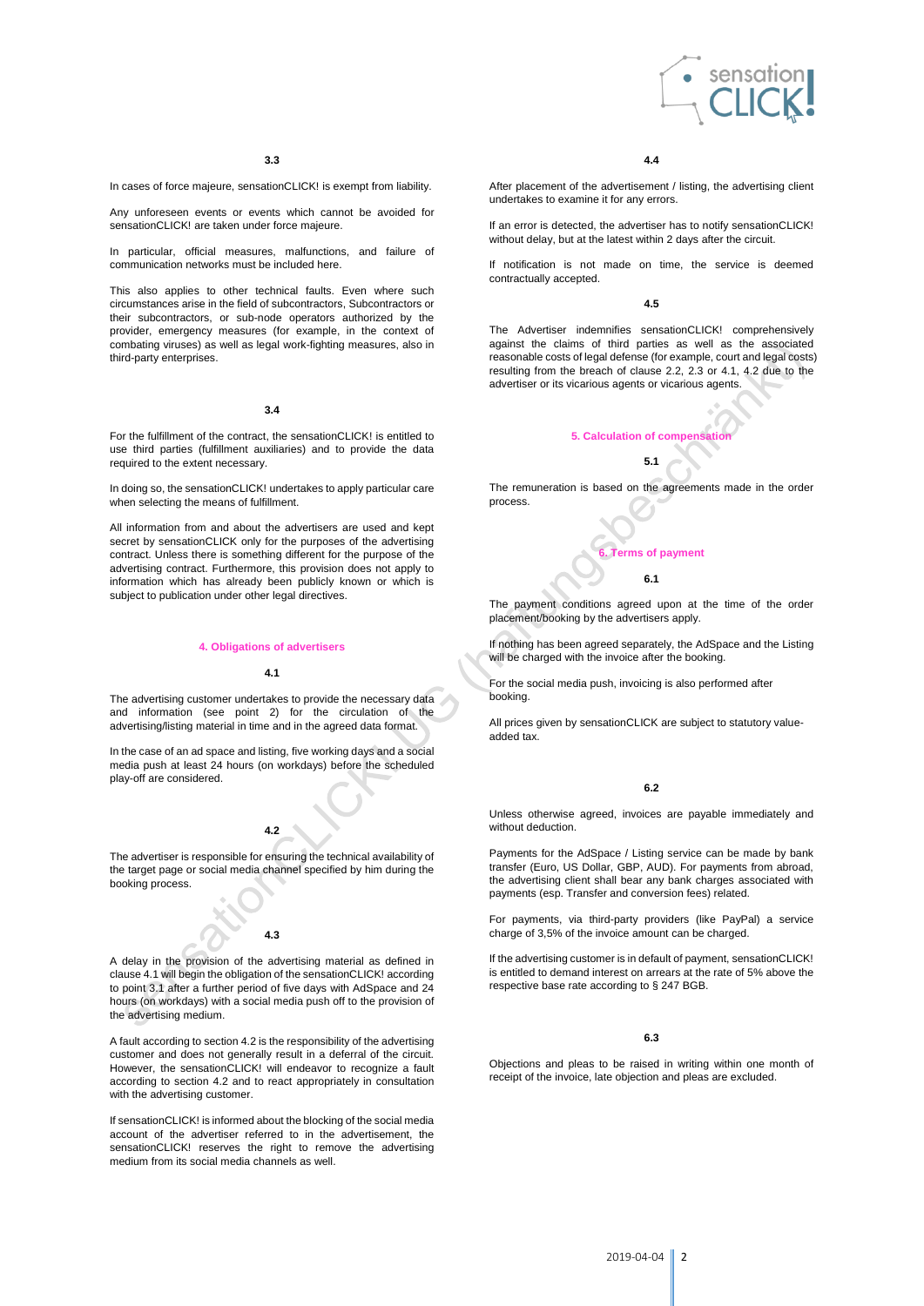### 3.3

In cases of force majeure, sensationCLICK! is exempt from liability.

Any unforeseen events or events which cannot be avoided for sensationCLICK! are taken under force majeure.

In particular, official measures, malfunctions, and failure of communication networks must be included here.

This also applies to other technical faults. Even where such circumstances arise in the field of subcontractors, Subcontractors or their subcontractors, or sub-node operators authorized by the provider, emergency measures (for example, in the context of combating viruses) as well as legal work-fighting measures, also in third-party enterprises.

### 3.4

For the fulfillment of the contract, the sensationCLICK! is entitled to use third parties (fulfillment auxiliaries) and to provide the data required to the extent necessary.

In doing so, the sensationCLICK! undertakes to apply particular care when selecting the means of fulfillment.

All information from and about the advertisers are used and kept secret by sensationCLICK only for the purposes of the advertising contract. Unless there is something different for the purpose of the advertising contract. Furthermore, this provision does not apply to information which has already been publicly known or which is subject to publication under other legal directives.

## 4. Obligations of advertisers

### 4.1

The advertising customer undertakes to provide the necessary data and information (see point 2) for the circulation of the advertising/listing material in time and in the agreed data format.

In the case of an ad space and listing, five working days and a social media push at least 24 hours (on workdays) before the scheduled play-off are considered.

### 4.2

The advertiser is responsible for ensuring the technical availability of the target page or social media channel specified by him during the booking process.

### 4.3

A delay in the provision of the advertising material as defined in clause 4.1 will begin the obligation of the sensationCLICK! according to point 3.1 after a further period of five days with AdSpace and 24 hours (on workdays) with a social media push off to the provision of the advertising medium.

A fault according to section 4.2 is the responsibility of the advertising customer and does not generally result in a deferral of the circuit. However, the sensationCLICK! will endeavor to recognize a fault according to section 4.2 and to react appropriately in consultation with the advertising customer.

If sensationCLICK! is informed about the blocking of the social media account of the advertiser referred to in the advertisement, the sensationCLICK! reserves the right to remove the advertising medium from its social media channels as well.

### 4.4

After placement of the advertisement / listing, the advertising client undertakes to examine it for any errors.

If an error is detected, the advertiser has to notify sensationCLICK! without delay, but at the latest within 2 days after the circuit.

If notification is not made on time, the service is deemed contractually accepted.

### 4.5

The Advertiser indemnifies sensationCLICK! comprehensively against the claims of third parties as well as the associated reasonable costs of legal defense (for example, court and legal costs) resulting from the breach of clause 2.2, 2.3 or 4.1, 4.2 due to the advertiser or its vicarious agents or vicarious agents.

## 5. Calculation of compensation

### 5.1

The remuneration is based on the agreements made in the order process.

## 6. Terms of payment

### 6.1

The payment conditions agreed upon at the time of the order placement/booking by the advertisers apply.

If nothing has been agreed separately, the AdSpace and the Listing will be charged with the invoice after the booking.

For the social media push, invoicing is also performed after booking.

All prices given by sensationCLICK are subject to statutory value-added tax.

### 6.2

Unless otherwise agreed, invoices are payable immediately and without deduction.

Payments for the AdSpace / Listing service can be made by bank transfer (Euro, US Dollar, GBP, AUD). For payments from abroad, the advertising client shall bear any bank charges associated with payments (esp. Transfer and conversion fees) related.

For payments, via third-party providers (like PayPal) a service charge of 3,5% of the invoice amount can be charged.

If the advertising customer is in default of payment, sensationCLICK! is entitled to demand interest on arrears at the rate of 5% above the respective base rate according to § 247 BGB.

### 6.3

Objections and pleas to be raised in writing within one month of receipt of the invoice, late objection and pleas are excluded.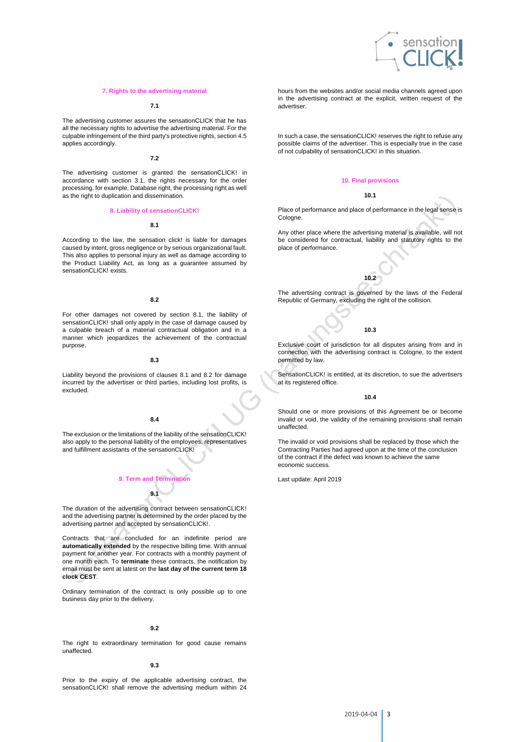## 7. Rights to the advertising material

### 7.1

The advertising customer assures the sensationCLICK that he has all the necessary rights to advertise the advertising material. For the culpable infringement of the third party's protective rights, section 4.5 applies accordingly.

### 7.2

The advertising customer is granted the sensationCLICK! in accordance with section 3.1, the rights necessary for the order processing, for example, Database right, the processing right as well as the right to duplication and dissemination.

## 8. Liability of sensationCLICK!

### 8.1

According to the law, the sensation click! is liable for damages caused by intent, gross negligence or by serious organizational fault. This also applies to personal injury as well as damage according to the Product Liability Act, as long as a guarantee assumed by sensationCLICK! exists.

### 8.2

For other damages not covered by section 8.1, the liability of sensationCLICK! shall only apply in the case of damage caused by a culpable breach of a material contractual obligation and in a manner which jeopardizes the achievement of the contractual purpose.

### 8.3

Liability beyond the provisions of clauses 8.1 and 8.2 for damage incurred by the advertiser or third parties, including lost profits, is excluded.

### 8.4

The exclusion or the limitations of the liability of the sensationCLICK! also apply to the personal liability of the employees, representatives and fulfillment assistants of the sensationCLICK!

## 9. Term and Termination

### 9.1

The duration of the advertising contract between sensationCLICK! and the advertising partner is determined by the order placed by the advertising partner and accepted by sensationCLICK!.

Contracts that are concluded for an indefinite period are **automatically extended** by the respective billing time. With annual payment for another year. For contracts with a monthly payment of one month each. To **terminate** these contracts, the notification by email must be sent at latest on the **last day of the current term 18 clock CEST**.

Ordinary termination of the contract is only possible up to one business day prior to the delivery.

### 9.2

The right to extraordinary termination for good cause remains unaffected.

### 9.3

Prior to the expiry of the applicable advertising contract, the sensationCLICK! shall remove the advertising medium within 24 hours from the websites and/or social media channels agreed upon in the advertising contract at the explicit, written request of the advertiser.

In such a case, the sensationCLICK! reserves the right to refuse any possible claims of the advertiser. This is especially true in the case of not culpability of sensationCLICK! in this situation.

## 10. Final provisions

### 10.1

Place of performance and place of performance in the legal sense is Cologne.

Any other place where the advertising material is available, will not be considered for contractual, liability and statutory rights to the place of performance.

### 10.2

The advertising contract is governed by the laws of the Federal Republic of Germany, excluding the right of the collision.

### 10.3

Exclusive court of jurisdiction for all disputes arising from and in connection with the advertising contract is Cologne, to the extent permitted by law.

SensationCLICK! is entitled, at its discretion, to sue the advertisers at its registered office.

### 10.4

Should one or more provisions of this Agreement be or become invalid or void, the validity of the remaining provisions shall remain unaffected.

The invalid or void provisions shall be replaced by those which the Contracting Parties had agreed upon at the time of the conclusion of the contract if the defect was known to achieve the same economic success.

Last update: April 2019